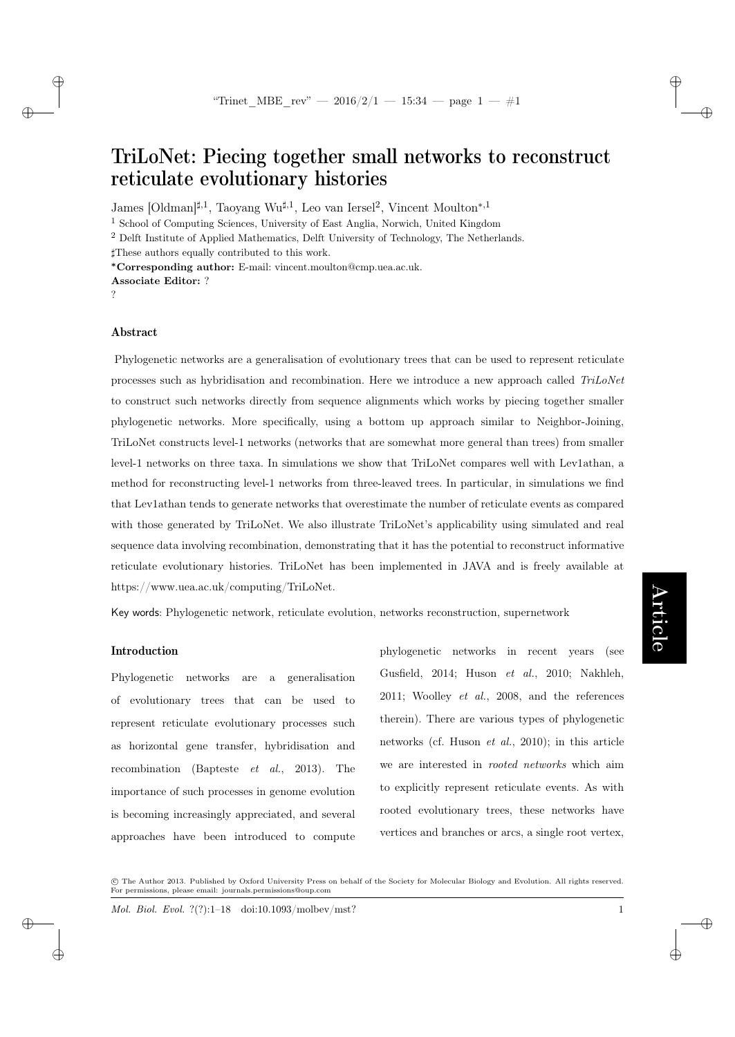# TriLoNet: Piecing together small networks to reconstruct reticulate evolutionary histories

James [Oldman][♯,1], Taoyang Wu[♯,1], Leo van Iersel[2], Vincent Moulton[*,1]

[1] School of Computing Sciences, University of East Anglia, Norwich, United Kingdom

[2] Delft Institute of Applied Mathematics, Delft University of Technology, The Netherlands.

♯These authors equally contributed to this work.

**\*Corresponding author:** E-mail: vincent.moulton@cmp.uea.ac.uk.

**Associate Editor:** ?

?

## Abstract

Phylogenetic networks are a generalisation of evolutionary trees that can be used to represent reticulate processes such as hybridisation and recombination. Here we introduce a new approach called *TriLoNet* to construct such networks directly from sequence alignments which works by piecing together smaller phylogenetic networks. More specifically, using a bottom up approach similar to Neighbor-Joining, TriLoNet constructs level-1 networks (networks that are somewhat more general than trees) from smaller level-1 networks on three taxa. In simulations we show that TriLoNet compares well with Lev1athan, a method for reconstructing level-1 networks from three-leaved trees. In particular, in simulations we find that Lev1athan tends to generate networks that overestimate the number of reticulate events as compared with those generated by TriLoNet. We also illustrate TriLoNet's applicability using simulated and real sequence data involving recombination, demonstrating that it has the potential to reconstruct informative reticulate evolutionary histories. TriLoNet has been implemented in JAVA and is freely available at https://www.uea.ac.uk/computing/TriLoNet.

Key words: Phylogenetic network, reticulate evolution, networks reconstruction, supernetwork

## Introduction

Phylogenetic networks are a generalisation of evolutionary trees that can be used to represent reticulate evolutionary processes such as horizontal gene transfer, hybridisation and recombination (Bapteste *et al.*, 2013). The importance of such processes in genome evolution is becoming increasingly appreciated, and several approaches have been introduced to compute phylogenetic networks in recent years (see Gusfield, 2014; Huson *et al.*, 2010; Nakhleh, 2011; Woolley *et al.*, 2008, and the references therein). There are various types of phylogenetic networks (cf. Huson *et al.*, 2010); in this article we are interested in *rooted networks* which aim to explicitly represent reticulate events. As with rooted evolutionary trees, these networks have vertices and branches or arcs, a single root vertex,

© The Author 2013. Published by Oxford University Press on behalf of the Society for Molecular Biology and Evolution. All rights reserved. For permissions, please email: journals.permissions@oup.com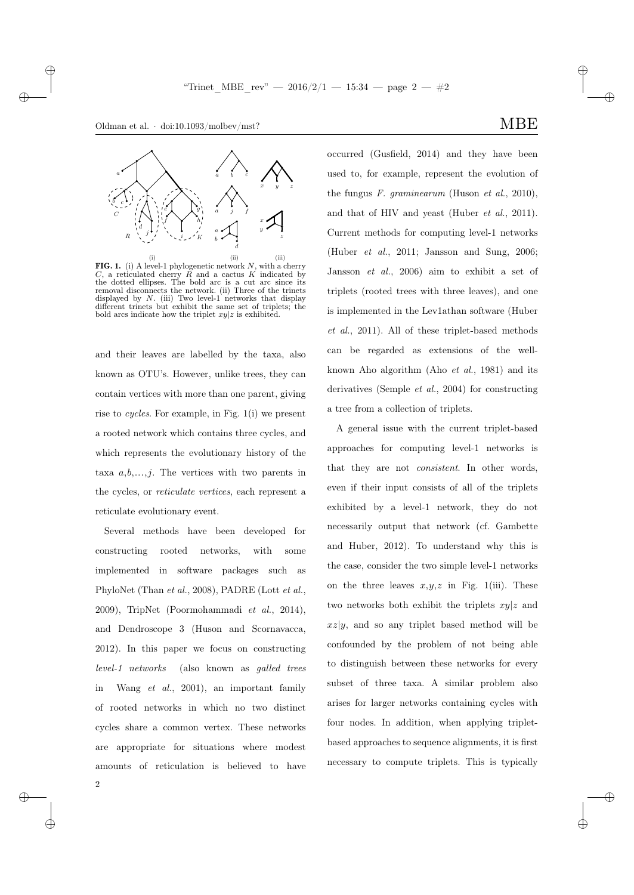**FIG. 1.** (i) A level-1 phylogenetic network $N$, with a cherry $C$, a reticulated cherry $R$ and a cactus $K$ indicated by the dotted ellipses. The bold arc is a cut arc since its removal disconnects the network. (ii) Three of the trinets displayed by $N$. (iii) Two level-1 networks that display different trinets but exhibit the same set of triplets; the bold arcs indicate how the triplet $xy|z$ is exhibited.

and their leaves are labelled by the taxa, also known as OTU's. However, unlike trees, they can contain vertices with more than one parent, giving rise to *cycles*. For example, in Fig. 1(i) we present a rooted network which contains three cycles, and which represents the evolutionary history of the taxa $a$,$b$,...,$j$. The vertices with two parents in the cycles, or *reticulate vertices*, each represent a reticulate evolutionary event.

Several methods have been developed for constructing rooted networks, with some implemented in software packages such as PhyloNet (Than *et al.*, 2008), PADRE (Lott *et al.*, 2009), TripNet (Poormohammadi *et al.*, 2014), and Dendroscope 3 (Huson and Scornavacca, 2012). In this paper we focus on constructing *level-1 networks* (also known as *galled trees* in Wang *et al.*, 2001), an important family of rooted networks in which no two distinct cycles share a common vertex. These networks are appropriate for situations where modest amounts of reticulation is believed to have occurred (Gusfield, 2014) and they have been used to, for example, represent the evolution of the fungus *F. graminearum* (Huson *et al.*, 2010), and that of HIV and yeast (Huber *et al.*, 2011). Current methods for computing level-1 networks (Huber *et al.*, 2011; Jansson and Sung, 2006; Jansson *et al.*, 2006) aim to exhibit a set of triplets (rooted trees with three leaves), and one is implemented in the Lev1athan software (Huber *et al.*, 2011). All of these triplet-based methods can be regarded as extensions of the well-known Aho algorithm (Aho *et al.*, 1981) and its derivatives (Semple *et al.*, 2004) for constructing a tree from a collection of triplets.

A general issue with the current triplet-based approaches for computing level-1 networks is that they are not *consistent*. In other words, even if their input consists of all of the triplets exhibited by a level-1 network, they do not necessarily output that network (cf. Gambette and Huber, 2012). To understand why this is the case, consider the two simple level-1 networks on the three leaves $x$,$y$,$z$ in Fig. 1(iii). These two networks both exhibit the triplets $xy|z$ and $xz|y$, and so any triplet based method will be confounded by the problem of not being able to distinguish between these networks for every subset of three taxa. A similar problem also arises for larger networks containing cycles with four nodes. In addition, when applying triplet-based approaches to sequence alignments, it is first necessary to compute triplets. This is typically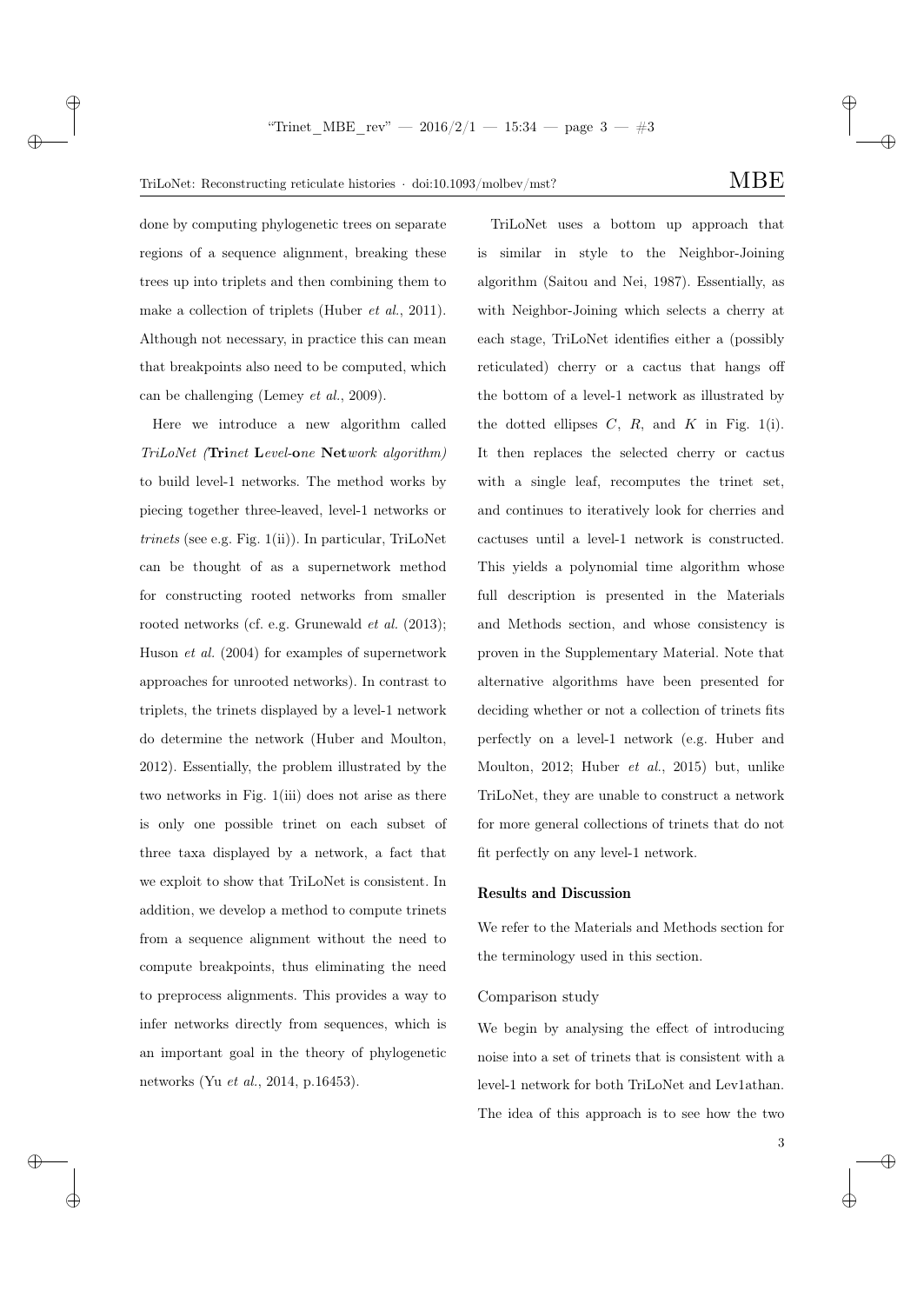done by computing phylogenetic trees on separate regions of a sequence alignment, breaking these trees up into triplets and then combining them to make a collection of triplets (Huber *et al.*, 2011). Although not necessary, in practice this can mean that breakpoints also need to be computed, which can be challenging (Lemey *et al.*, 2009).

Here we introduce a new algorithm called *TriLoNet (**Tri**net **L**evel-**o**ne **Net**work algorithm)* to build level-1 networks. The method works by piecing together three-leaved, level-1 networks or *trinets* (see e.g. Fig. 1(ii)). In particular, TriLoNet can be thought of as a supernetwork method for constructing rooted networks from smaller rooted networks (cf. e.g. Grunewald *et al.* (2013); Huson *et al.* (2004) for examples of supernetwork approaches for unrooted networks). In contrast to triplets, the trinets displayed by a level-1 network do determine the network (Huber and Moulton, 2012). Essentially, the problem illustrated by the two networks in Fig. 1(iii) does not arise as there is only one possible trinet on each subset of three taxa displayed by a network, a fact that we exploit to show that TriLoNet is consistent. In addition, we develop a method to compute trinets from a sequence alignment without the need to compute breakpoints, thus eliminating the need to preprocess alignments. This provides a way to infer networks directly from sequences, which is an important goal in the theory of phylogenetic networks (Yu *et al.*, 2014, p.16453).

TriLoNet uses a bottom up approach that is similar in style to the Neighbor-Joining algorithm (Saitou and Nei, 1987). Essentially, as with Neighbor-Joining which selects a cherry at each stage, TriLoNet identifies either a (possibly reticulated) cherry or a cactus that hangs off the bottom of a level-1 network as illustrated by the dotted ellipses $C$, $R$, and $K$ in Fig. 1(i). It then replaces the selected cherry or cactus with a single leaf, recomputes the trinet set, and continues to iteratively look for cherries and cactuses until a level-1 network is constructed. This yields a polynomial time algorithm whose full description is presented in the Materials and Methods section, and whose consistency is proven in the Supplementary Material. Note that alternative algorithms have been presented for deciding whether or not a collection of trinets fits perfectly on a level-1 network (e.g. Huber and Moulton, 2012; Huber *et al.*, 2015) but, unlike TriLoNet, they are unable to construct a network for more general collections of trinets that do not fit perfectly on any level-1 network.

## Results and Discussion

We refer to the Materials and Methods section for the terminology used in this section.

### Comparison study

We begin by analysing the effect of introducing noise into a set of trinets that is consistent with a level-1 network for both TriLoNet and Lev1athan. The idea of this approach is to see how the two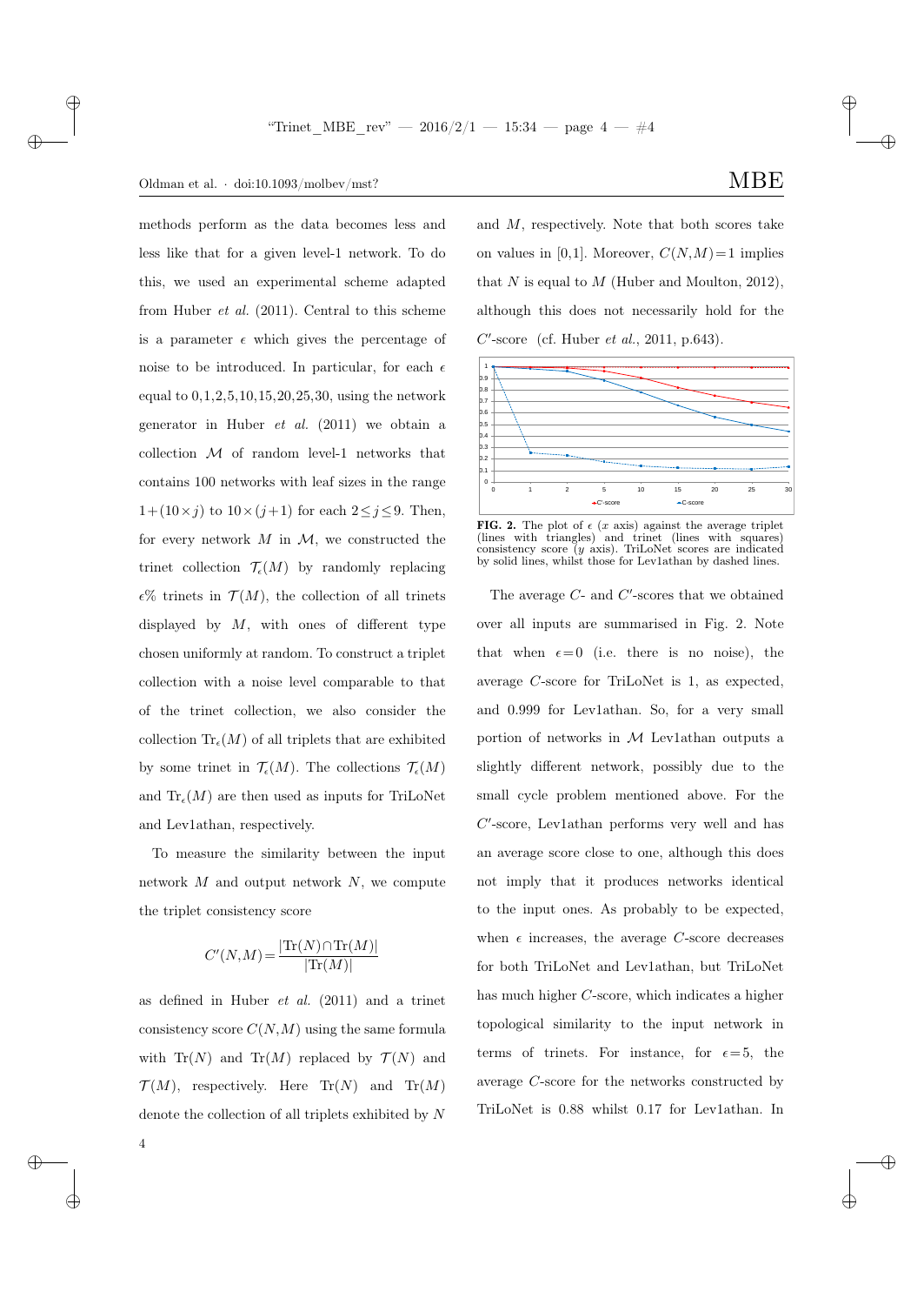methods perform as the data becomes less and less like that for a given level-1 network. To do this, we used an experimental scheme adapted from Huber *et al.* (2011). Central to this scheme is a parameter $\epsilon$ which gives the percentage of noise to be introduced. In particular, for each $\epsilon$ equal to 0,1,2,5,10,15,20,25,30, using the network generator in Huber *et al.* (2011) we obtain a collection $\mathcal{M}$ of random level-1 networks that contains 100 networks with leaf sizes in the range $1+(10\times j)$ to $10\times(j+1)$ for each $2\leq j\leq 9$. Then, for every network $M$ in $\mathcal{M}$, we constructed the trinet collection $\mathcal{T}_\epsilon(M)$ by randomly replacing $\epsilon$% trinets in $\mathcal{T}(M)$, the collection of all trinets displayed by $M$, with ones of different type chosen uniformly at random. To construct a triplet collection with a noise level comparable to that of the trinet collection, we also consider the collection $\mathrm{Tr}_\epsilon(M)$ of all triplets that are exhibited by some trinet in $\mathcal{T}_\epsilon(M)$. The collections $\mathcal{T}_\epsilon(M)$ and $\mathrm{Tr}_\epsilon(M)$ are then used as inputs for TriLoNet and Lev1athan, respectively.

To measure the similarity between the input network $M$ and output network $N$, we compute the triplet consistency score

$$C'(N,M)=\frac{|\mathrm{Tr}(N)\cap\mathrm{Tr}(M)|}{|\mathrm{Tr}(M)|}$$

as defined in Huber *et al.* (2011) and a trinet consistency score $C(N,M)$ using the same formula with $\mathrm{Tr}(N)$ and $\mathrm{Tr}(M)$ replaced by $\mathcal{T}(N)$ and $\mathcal{T}(M)$, respectively. Here $\mathrm{Tr}(N)$ and $\mathrm{Tr}(M)$ denote the collection of all triplets exhibited by $N$ and $M$, respectively. Note that both scores take on values in [0,1]. Moreover, $C(N,M)=1$ implies that $N$ is equal to $M$ (Huber and Moulton, 2012), although this does not necessarily hold for the $C'$-score (cf. Huber *et al.*, 2011, p.643).

**FIG. 2.** The plot of $\epsilon$ ($x$ axis) against the average triplet (lines with triangles) and trinet (lines with squares) consistency score ($y$ axis). TriLoNet scores are indicated by solid lines, whilst those for Lev1athan by dashed lines.

The average $C$- and $C'$-scores that we obtained over all inputs are summarised in Fig. 2. Note that when $\epsilon=0$ (i.e. there is no noise), the average $C$-score for TriLoNet is 1, as expected, and 0.999 for Lev1athan. So, for a very small portion of networks in $\mathcal{M}$ Lev1athan outputs a slightly different network, possibly due to the small cycle problem mentioned above. For the $C'$-score, Lev1athan performs very well and has an average score close to one, although this does not imply that it produces networks identical to the input ones. As probably to be expected, when $\epsilon$ increases, the average $C$-score decreases for both TriLoNet and Lev1athan, but TriLoNet has much higher $C$-score, which indicates a higher topological similarity to the input network in terms of trinets. For instance, for $\epsilon=5$, the average $C$-score for the networks constructed by TriLoNet is 0.88 whilst 0.17 for Lev1athan. In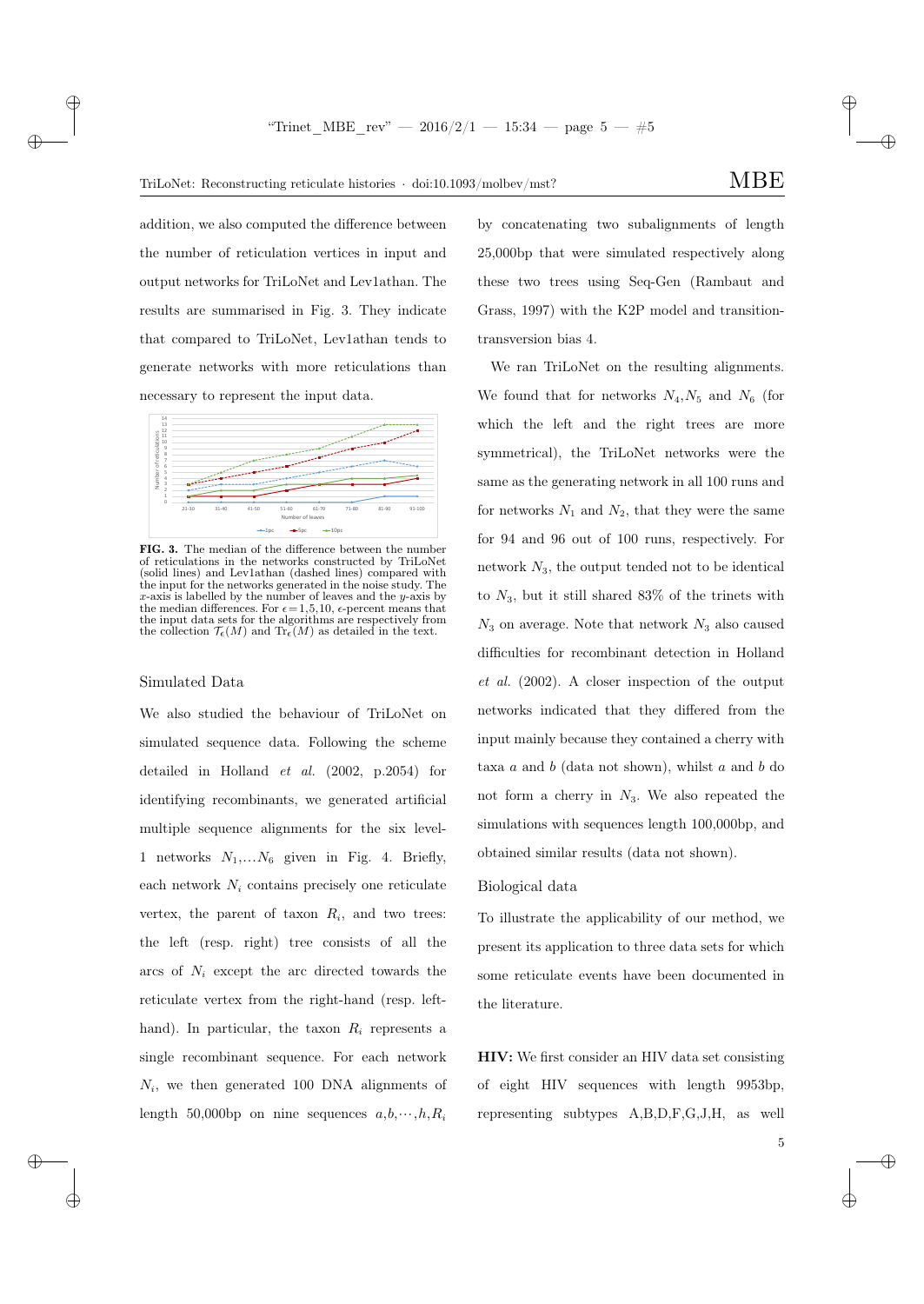addition, we also computed the difference between the number of reticulation vertices in input and output networks for TriLoNet and Lev1athan. The results are summarised in Fig. 3. They indicate that compared to TriLoNet, Lev1athan tends to generate networks with more reticulations than necessary to represent the input data.

**FIG. 3.** The median of the difference between the number of reticulations in the networks constructed by TriLoNet (solid lines) and Lev1athan (dashed lines) compared with the input for the networks generated in the noise study. The $x$-axis is labelled by the number of leaves and the $y$-axis by the median differences. For $\epsilon = 1,5,10$, $\epsilon$-percent means that the input data sets for the algorithms are respectively from the collection $\mathcal{T}_\epsilon(M)$ and $\mathrm{Tr}_\epsilon(M)$ as detailed in the text.

## Simulated Data

We also studied the behaviour of TriLoNet on simulated sequence data. Following the scheme detailed in Holland *et al.* (2002, p.2054) for identifying recombinants, we generated artificial multiple sequence alignments for the six level-1 networks $N_1,\dots N_6$ given in Fig. 4. Briefly, each network $N_i$ contains precisely one reticulate vertex, the parent of taxon $R_i$, and two trees: the left (resp. right) tree consists of all the arcs of $N_i$ except the arc directed towards the reticulate vertex from the right-hand (resp. left-hand). In particular, the taxon $R_i$ represents a single recombinant sequence. For each network $N_i$, we then generated 100 DNA alignments of length 50,000bp on nine sequences $a,b,\cdots,h,R_i$ by concatenating two subalignments of length 25,000bp that were simulated respectively along these two trees using Seq-Gen (Rambaut and Grass, 1997) with the K2P model and transition-transversion bias 4.

We ran TriLoNet on the resulting alignments. We found that for networks $N_4$,$N_5$ and $N_6$ (for which the left and the right trees are more symmetrical), the TriLoNet networks were the same as the generating network in all 100 runs and for networks $N_1$ and $N_2$, that they were the same for 94 and 96 out of 100 runs, respectively. For network $N_3$, the output tended not to be identical to $N_3$, but it still shared 83% of the trinets with $N_3$ on average. Note that network $N_3$ also caused difficulties for recombinant detection in Holland *et al.* (2002). A closer inspection of the output networks indicated that they differed from the input mainly because they contained a cherry with taxa $a$ and $b$ (data not shown), whilst $a$ and $b$ do not form a cherry in $N_3$. We also repeated the simulations with sequences length 100,000bp, and obtained similar results (data not shown).

## Biological data

To illustrate the applicability of our method, we present its application to three data sets for which some reticulate events have been documented in the literature.

**HIV:** We first consider an HIV data set consisting of eight HIV sequences with length 9953bp, representing subtypes A,B,D,F,G,J,H, as well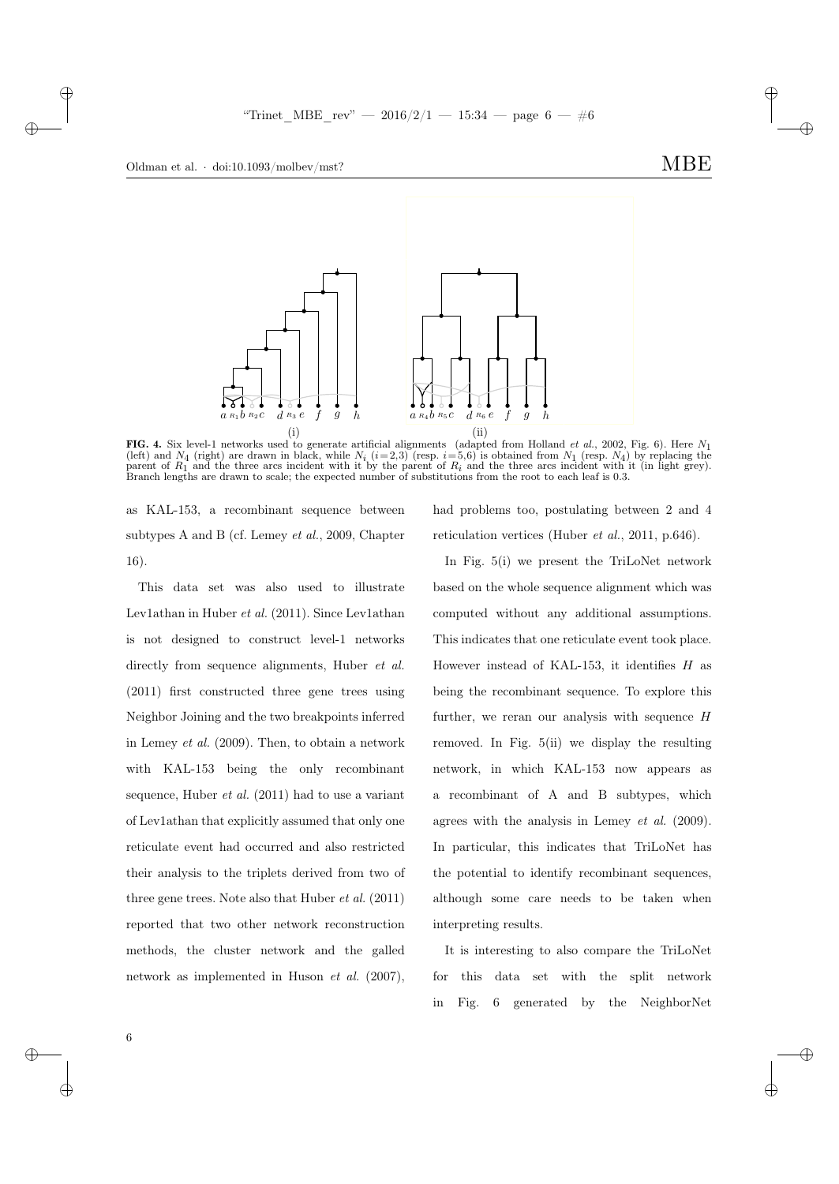FIG. 4. Six level-1 networks used to generate artificial alignments (adapted from Holland *et al.*, 2002, Fig. 6). Here $N_1$ (left) and $N_4$ (right) are drawn in black, while $N_i$ ($i$=2,3) (resp. $i$=5,6) is obtained from $N_1$ (resp. $N_4$) by replacing the parent of $R_1$ and the three arcs incident with it by the parent of $R_i$ and the three arcs incident with it (in light grey). Branch lengths are drawn to scale; the expected number of substitutions from the root to each leaf is 0.3.

as KAL-153, a recombinant sequence between subtypes A and B (cf. Lemey *et al.*, 2009, Chapter 16).

This data set was also used to illustrate Lev1athan in Huber *et al.* (2011). Since Lev1athan is not designed to construct level-1 networks directly from sequence alignments, Huber *et al.* (2011) first constructed three gene trees using Neighbor Joining and the two breakpoints inferred in Lemey *et al.* (2009). Then, to obtain a network with KAL-153 being the only recombinant sequence, Huber *et al.* (2011) had to use a variant of Lev1athan that explicitly assumed that only one reticulate event had occurred and also restricted their analysis to the triplets derived from two of three gene trees. Note also that Huber *et al.* (2011) reported that two other network reconstruction methods, the cluster network and the galled network as implemented in Huson *et al.* (2007), had problems too, postulating between 2 and 4 reticulation vertices (Huber *et al.*, 2011, p.646).

In Fig. 5(i) we present the TriLoNet network based on the whole sequence alignment which was computed without any additional assumptions. This indicates that one reticulate event took place. However instead of KAL-153, it identifies $H$ as being the recombinant sequence. To explore this further, we reran our analysis with sequence $H$ removed. In Fig. 5(ii) we display the resulting network, in which KAL-153 now appears as a recombinant of A and B subtypes, which agrees with the analysis in Lemey *et al.* (2009). In particular, this indicates that TriLoNet has the potential to identify recombinant sequences, although some care needs to be taken when interpreting results.

It is interesting to also compare the TriLoNet for this data set with the split network in Fig. 6 generated by the NeighborNet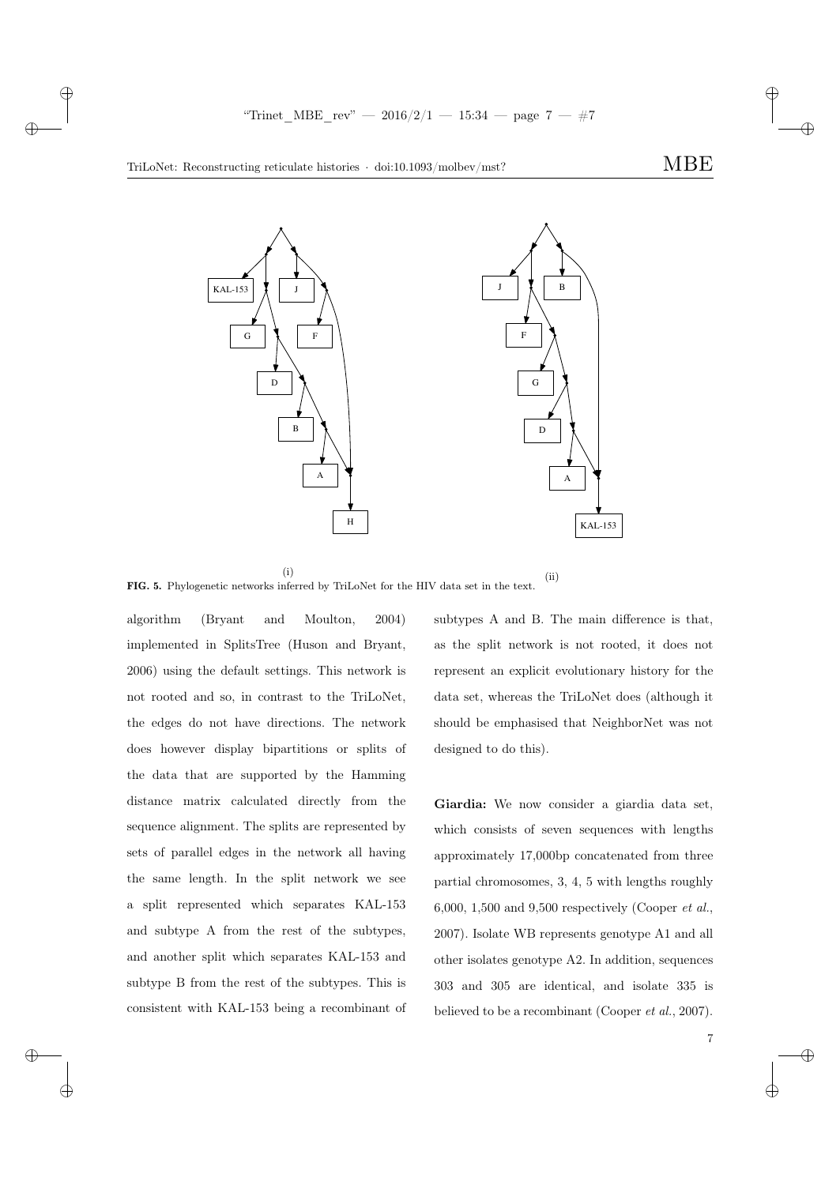**FIG. 5.** Phylogenetic networks inferred by TriLoNet for the HIV data set in the text.

(i) (ii)

algorithm (Bryant and Moulton, 2004) implemented in SplitsTree (Huson and Bryant, 2006) using the default settings. This network is not rooted and so, in contrast to the TriLoNet, the edges do not have directions. The network does however display bipartitions or splits of the data that are supported by the Hamming distance matrix calculated directly from the sequence alignment. The splits are represented by sets of parallel edges in the network all having the same length. In the split network we see a split represented which separates KAL-153 and subtype A from the rest of the subtypes, and another split which separates KAL-153 and subtype B from the rest of the subtypes. This is consistent with KAL-153 being a recombinant of subtypes A and B. The main difference is that, as the split network is not rooted, it does not represent an explicit evolutionary history for the data set, whereas the TriLoNet does (although it should be emphasised that NeighborNet was not designed to do this).

**Giardia:** We now consider a giardia data set, which consists of seven sequences with lengths approximately 17,000bp concatenated from three partial chromosomes, 3, 4, 5 with lengths roughly 6,000, 1,500 and 9,500 respectively (Cooper *et al.*, 2007). Isolate WB represents genotype A1 and all other isolates genotype A2. In addition, sequences 303 and 305 are identical, and isolate 335 is believed to be a recombinant (Cooper *et al.*, 2007).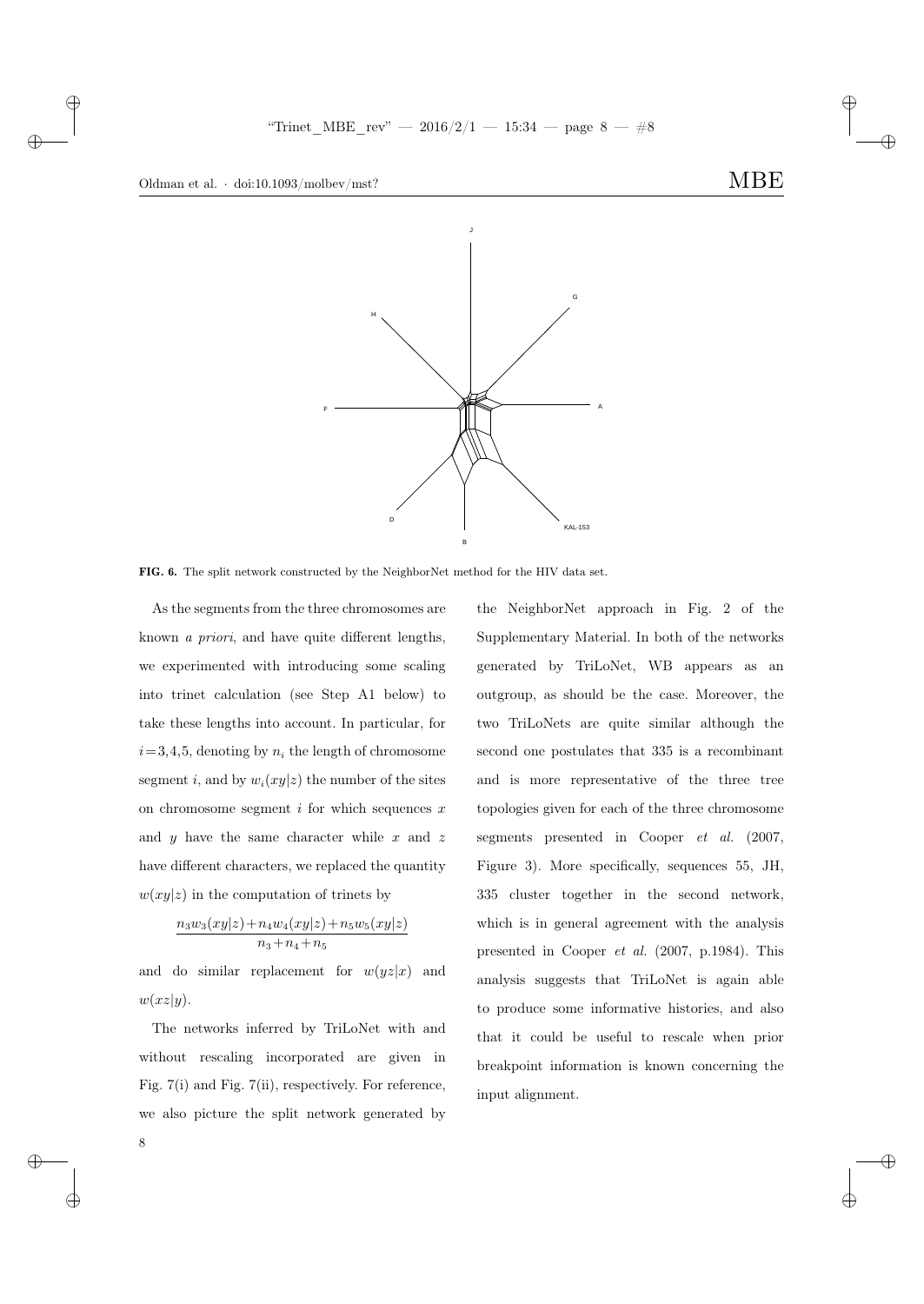FIG. 6. The split network constructed by the NeighborNet method for the HIV data set.

As the segments from the three chromosomes are known *a priori*, and have quite different lengths, we experimented with introducing some scaling into trinet calculation (see Step A1 below) to take these lengths into account. In particular, for $i=3,4,5$, denoting by $n_i$ the length of chromosome segment $i$, and by $w_i(xy|z)$ the number of the sites on chromosome segment $i$ for which sequences $x$ and $y$ have the same character while $x$ and $z$ have different characters, we replaced the quantity $w(xy|z)$ in the computation of trinets by

$$\frac{n_3 w_3(xy|z)+n_4 w_4(xy|z)+n_5 w_5(xy|z)}{n_3+n_4+n_5}$$

and do similar replacement for $w(yz|x)$ and $w(xz|y)$.

The networks inferred by TriLoNet with and without rescaling incorporated are given in Fig. 7(i) and Fig. 7(ii), respectively. For reference, we also picture the split network generated by the NeighborNet approach in Fig. 2 of the Supplementary Material. In both of the networks generated by TriLoNet, WB appears as an outgroup, as should be the case. Moreover, the two TriLoNets are quite similar although the second one postulates that 335 is a recombinant and is more representative of the three tree topologies given for each of the three chromosome segments presented in Cooper *et al.* (2007, Figure 3). More specifically, sequences 55, JH, 335 cluster together in the second network, which is in general agreement with the analysis presented in Cooper *et al.* (2007, p.1984). This analysis suggests that TriLoNet is again able to produce some informative histories, and also that it could be useful to rescale when prior breakpoint information is known concerning the input alignment.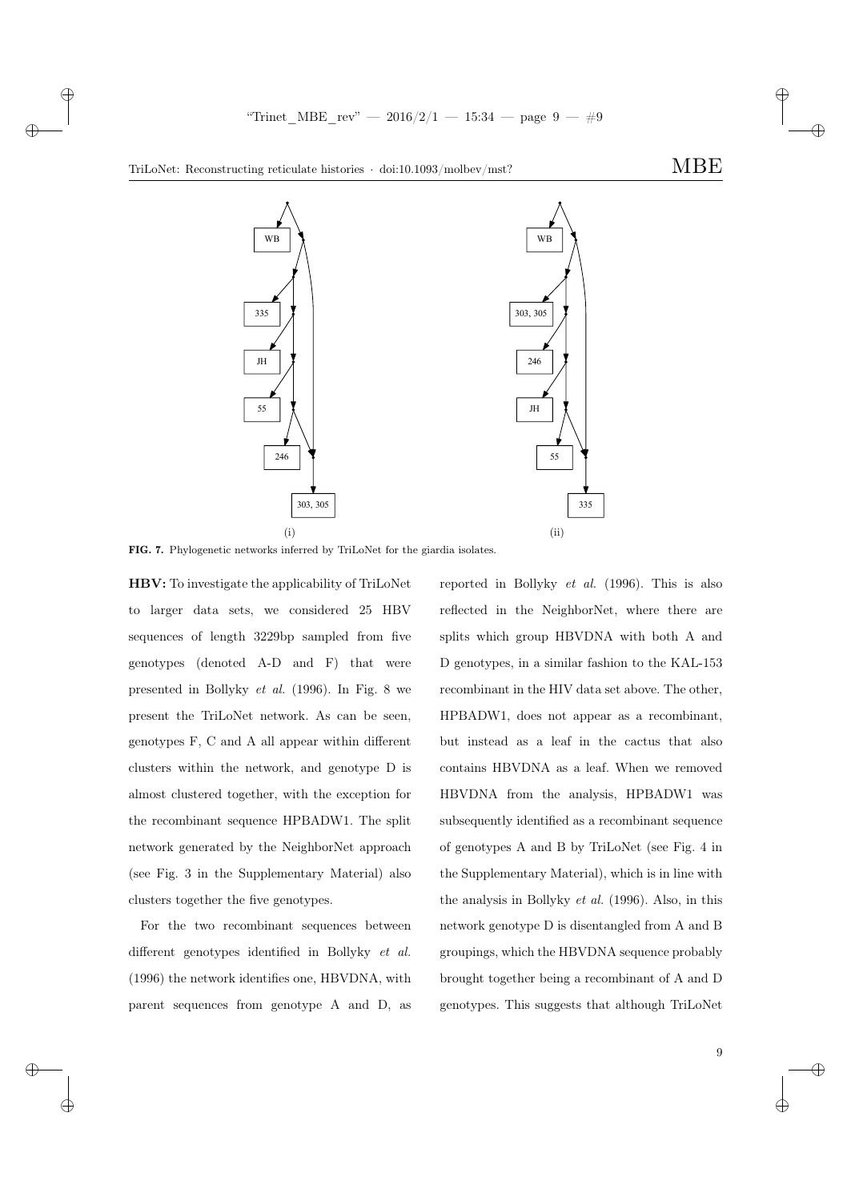**FIG. 7.** Phylogenetic networks inferred by TriLoNet for the giardia isolates.

**HBV:** To investigate the applicability of TriLoNet to larger data sets, we considered 25 HBV sequences of length 3229bp sampled from five genotypes (denoted A-D and F) that were presented in Bollyky *et al.* (1996). In Fig. 8 we present the TriLoNet network. As can be seen, genotypes F, C and A all appear within different clusters within the network, and genotype D is almost clustered together, with the exception for the recombinant sequence HPBADW1. The split network generated by the NeighborNet approach (see Fig. 3 in the Supplementary Material) also clusters together the five genotypes.

For the two recombinant sequences between different genotypes identified in Bollyky *et al.* (1996) the network identifies one, HBVDNA, with parent sequences from genotype A and D, as reported in Bollyky *et al.* (1996). This is also reflected in the NeighborNet, where there are splits which group HBVDNA with both A and D genotypes, in a similar fashion to the KAL-153 recombinant in the HIV data set above. The other, HPBADW1, does not appear as a recombinant, but instead as a leaf in the cactus that also contains HBVDNA as a leaf. When we removed HBVDNA from the analysis, HPBADW1 was subsequently identified as a recombinant sequence of genotypes A and B by TriLoNet (see Fig. 4 in the Supplementary Material), which is in line with the analysis in Bollyky *et al.* (1996). Also, in this network genotype D is disentangled from A and B groupings, which the HBVDNA sequence probably brought together being a recombinant of A and D genotypes. This suggests that although TriLoNet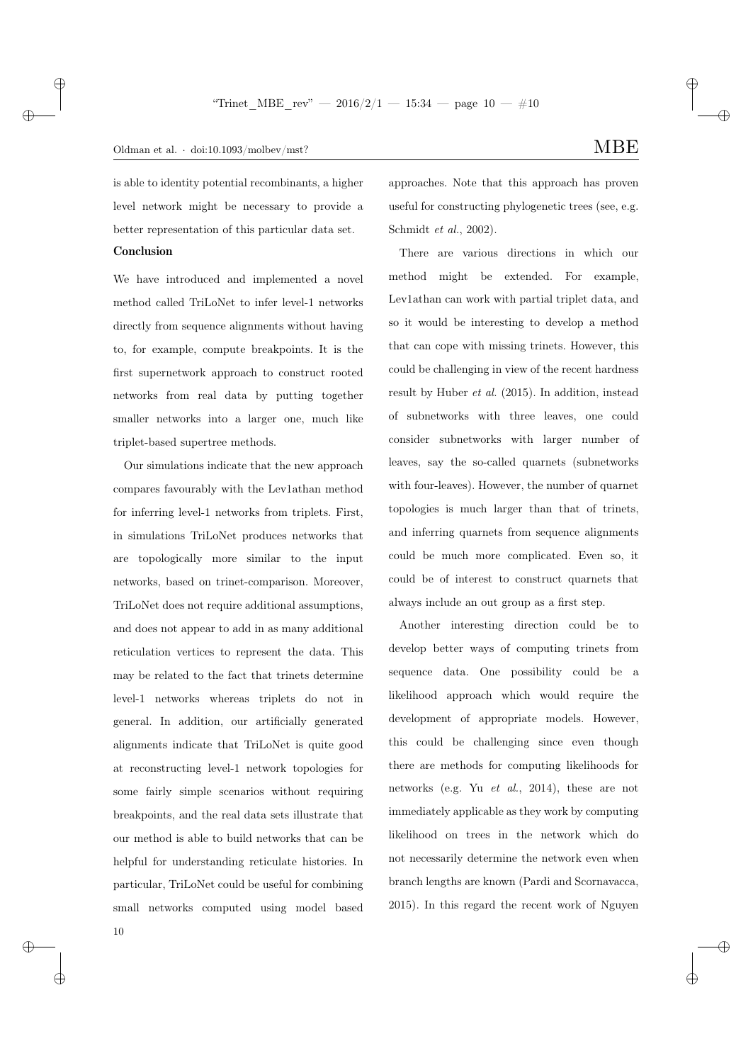is able to identity potential recombinants, a higher level network might be necessary to provide a better representation of this particular data set.

## Conclusion

We have introduced and implemented a novel method called TriLoNet to infer level-1 networks directly from sequence alignments without having to, for example, compute breakpoints. It is the first supernetwork approach to construct rooted networks from real data by putting together smaller networks into a larger one, much like triplet-based supertree methods.

Our simulations indicate that the new approach compares favourably with the Lev1athan method for inferring level-1 networks from triplets. First, in simulations TriLoNet produces networks that are topologically more similar to the input networks, based on trinet-comparison. Moreover, TriLoNet does not require additional assumptions, and does not appear to add in as many additional reticulation vertices to represent the data. This may be related to the fact that trinets determine level-1 networks whereas triplets do not in general. In addition, our artificially generated alignments indicate that TriLoNet is quite good at reconstructing level-1 network topologies for some fairly simple scenarios without requiring breakpoints, and the real data sets illustrate that our method is able to build networks that can be helpful for understanding reticulate histories. In particular, TriLoNet could be useful for combining small networks computed using model based approaches. Note that this approach has proven useful for constructing phylogenetic trees (see, e.g. Schmidt *et al.*, 2002).

There are various directions in which our method might be extended. For example, Lev1athan can work with partial triplet data, and so it would be interesting to develop a method that can cope with missing trinets. However, this could be challenging in view of the recent hardness result by Huber *et al.* (2015). In addition, instead of subnetworks with three leaves, one could consider subnetworks with larger number of leaves, say the so-called quarnets (subnetworks with four-leaves). However, the number of quarnet topologies is much larger than that of trinets, and inferring quarnets from sequence alignments could be much more complicated. Even so, it could be of interest to construct quarnets that always include an out group as a first step.

Another interesting direction could be to develop better ways of computing trinets from sequence data. One possibility could be a likelihood approach which would require the development of appropriate models. However, this could be challenging since even though there are methods for computing likelihoods for networks (e.g. Yu *et al.*, 2014), these are not immediately applicable as they work by computing likelihood on trees in the network which do not necessarily determine the network even when branch lengths are known (Pardi and Scornavacca, 2015). In this regard the recent work of Nguyen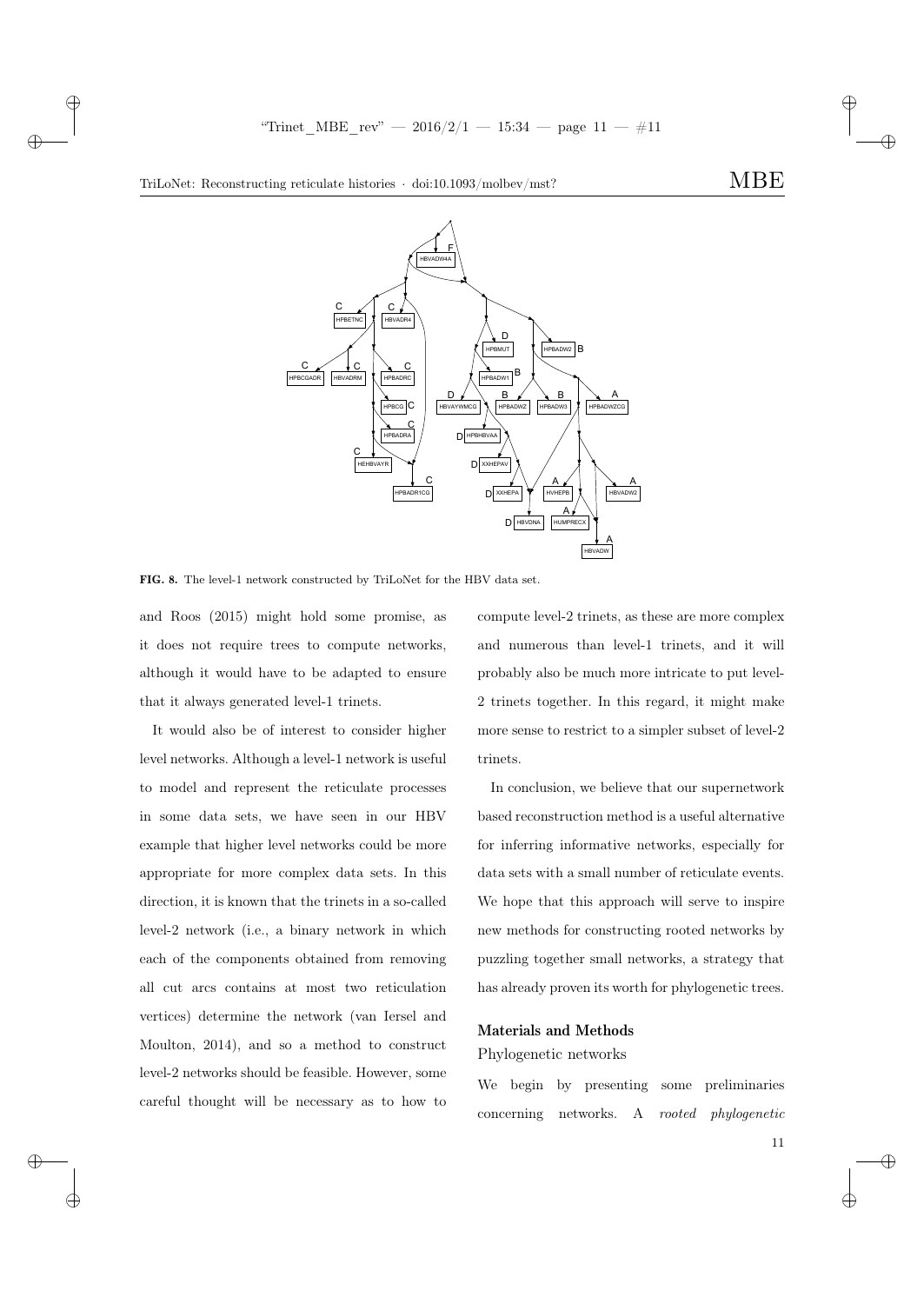FIG. 8. The level-1 network constructed by TriLoNet for the HBV data set.

and Roos (2015) might hold some promise, as it does not require trees to compute networks, although it would have to be adapted to ensure that it always generated level-1 trinets.

It would also be of interest to consider higher level networks. Although a level-1 network is useful to model and represent the reticulate processes in some data sets, we have seen in our HBV example that higher level networks could be more appropriate for more complex data sets. In this direction, it is known that the trinets in a so-called level-2 network (i.e., a binary network in which each of the components obtained from removing all cut arcs contains at most two reticulation vertices) determine the network (van Iersel and Moulton, 2014), and so a method to construct level-2 networks should be feasible. However, some careful thought will be necessary as to how to compute level-2 trinets, as these are more complex and numerous than level-1 trinets, and it will probably also be much more intricate to put level-2 trinets together. In this regard, it might make more sense to restrict to a simpler subset of level-2 trinets.

In conclusion, we believe that our supernetwork based reconstruction method is a useful alternative for inferring informative networks, especially for data sets with a small number of reticulate events. We hope that this approach will serve to inspire new methods for constructing rooted networks by puzzling together small networks, a strategy that has already proven its worth for phylogenetic trees.

## Materials and Methods

### Phylogenetic networks

We begin by presenting some preliminaries concerning networks. A *rooted phylogenetic*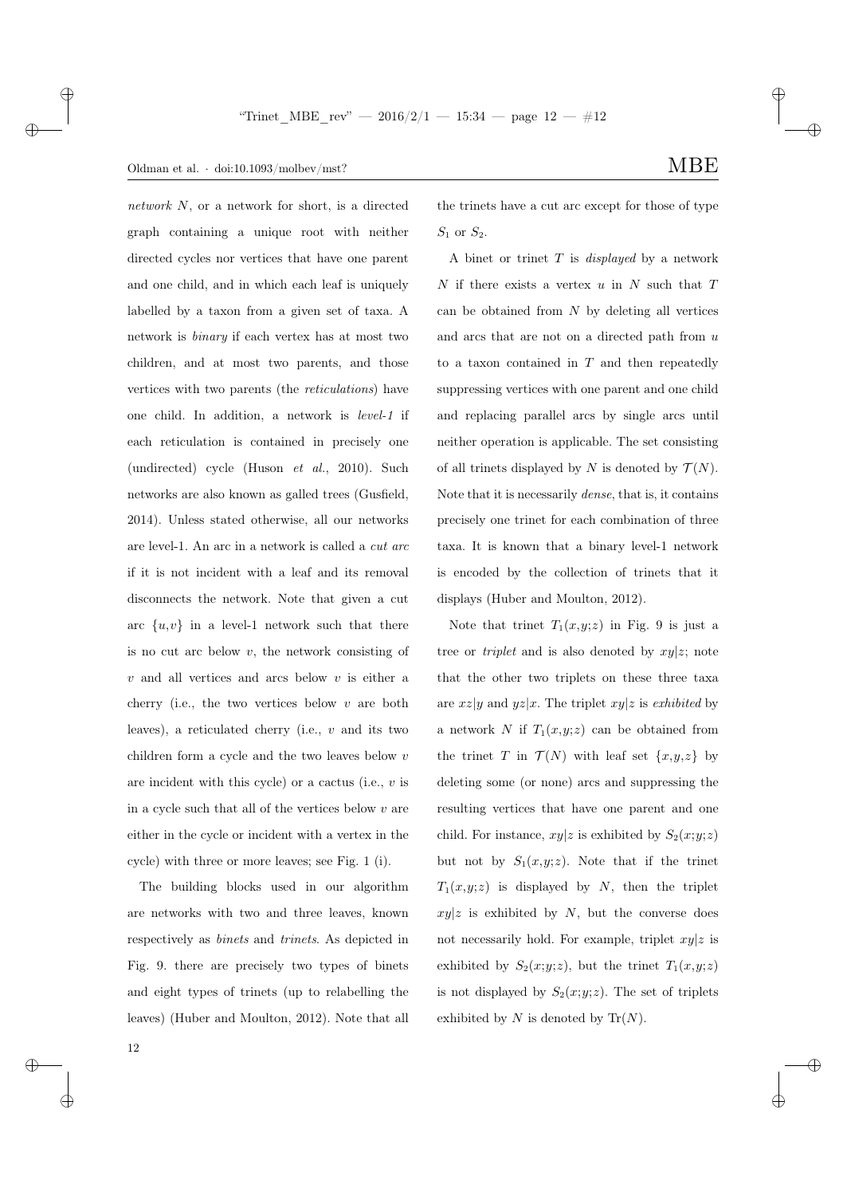*network* $N$, or a network for short, is a directed graph containing a unique root with neither directed cycles nor vertices that have one parent and one child, and in which each leaf is uniquely labelled by a taxon from a given set of taxa. A network is *binary* if each vertex has at most two children, and at most two parents, and those vertices with two parents (the *reticulations*) have one child. In addition, a network is *level-1* if each reticulation is contained in precisely one (undirected) cycle (Huson *et al.*, 2010). Such networks are also known as galled trees (Gusfield, 2014). Unless stated otherwise, all our networks are level-1. An arc in a network is called a *cut arc* if it is not incident with a leaf and its removal disconnects the network. Note that given a cut arc $\{u,v\}$ in a level-1 network such that there is no cut arc below $v$, the network consisting of $v$ and all vertices and arcs below $v$ is either a cherry (i.e., the two vertices below $v$ are both leaves), a reticulated cherry (i.e., $v$ and its two children form a cycle and the two leaves below $v$ are incident with this cycle) or a cactus (i.e., $v$ is in a cycle such that all of the vertices below $v$ are either in the cycle or incident with a vertex in the cycle) with three or more leaves; see Fig. 1 (i).

The building blocks used in our algorithm are networks with two and three leaves, known respectively as *binets* and *trinets*. As depicted in Fig. 9. there are precisely two types of binets and eight types of trinets (up to relabelling the leaves) (Huber and Moulton, 2012). Note that all the trinets have a cut arc except for those of type $S_1$ or $S_2$.

A binet or trinet $T$ is *displayed* by a network $N$ if there exists a vertex $u$ in $N$ such that $T$ can be obtained from $N$ by deleting all vertices and arcs that are not on a directed path from $u$ to a taxon contained in $T$ and then repeatedly suppressing vertices with one parent and one child and replacing parallel arcs by single arcs until neither operation is applicable. The set consisting of all trinets displayed by $N$ is denoted by $\mathcal{T}(N)$. Note that it is necessarily *dense*, that is, it contains precisely one trinet for each combination of three taxa. It is known that a binary level-1 network is encoded by the collection of trinets that it displays (Huber and Moulton, 2012).

Note that trinet $T_1(x,y;z)$ in Fig. 9 is just a tree or *triplet* and is also denoted by $xy|z$; note that the other two triplets on these three taxa are $xz|y$ and $yz|x$. The triplet $xy|z$ is *exhibited* by a network $N$ if $T_1(x,y;z)$ can be obtained from the trinet $T$ in $\mathcal{T}(N)$ with leaf set $\{x,y,z\}$ by deleting some (or none) arcs and suppressing the resulting vertices that have one parent and one child. For instance, $xy|z$ is exhibited by $S_2(x;y;z)$ but not by $S_1(x,y;z)$. Note that if the trinet $T_1(x,y;z)$ is displayed by $N$, then the triplet $xy|z$ is exhibited by $N$, but the converse does not necessarily hold. For example, triplet $xy|z$ is exhibited by $S_2(x;y;z)$, but the trinet $T_1(x,y;z)$ is not displayed by $S_2(x;y;z)$. The set of triplets exhibited by $N$ is denoted by $\mathrm{Tr}(N)$.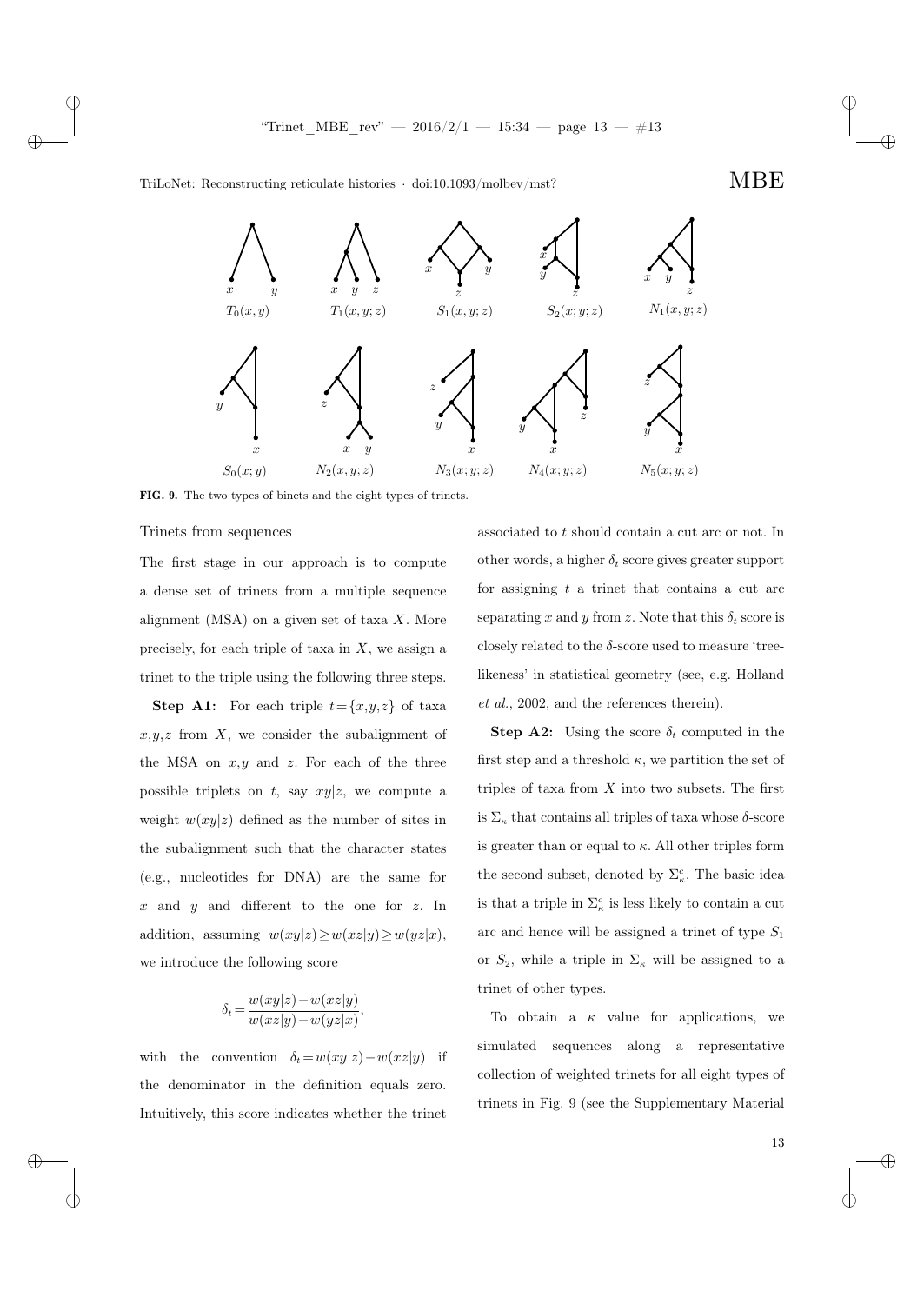FIG. 9. The two types of binets and the eight types of trinets.

### Trinets from sequences

The first stage in our approach is to compute a dense set of trinets from a multiple sequence alignment (MSA) on a given set of taxa $X$. More precisely, for each triple of taxa in $X$, we assign a trinet to the triple using the following three steps.

**Step A1:** For each triple $t=\{x,y,z\}$ of taxa $x,y,z$ from $X$, we consider the subalignment of the MSA on $x,y$ and $z$. For each of the three possible triplets on $t$, say $xy|z$, we compute a weight $w(xy|z)$ defined as the number of sites in the subalignment such that the character states (e.g., nucleotides for DNA) are the same for $x$ and $y$ and different to the one for $z$. In addition, assuming $w(xy|z) \geq w(xz|y) \geq w(yz|x)$, we introduce the following score

$$\delta_t = \frac{w(xy|z) - w(xz|y)}{w(xz|y) - w(yz|x)},$$

with the convention $\delta_t = w(xy|z) - w(xz|y)$ if the denominator in the definition equals zero. Intuitively, this score indicates whether the trinet associated to $t$ should contain a cut arc or not. In other words, a higher $\delta_t$ score gives greater support for assigning $t$ a trinet that contains a cut arc separating $x$ and $y$ from $z$. Note that this $\delta_t$ score is closely related to the $\delta$-score used to measure 'tree-likeness' in statistical geometry (see, e.g. Holland *et al.*, 2002, and the references therein).

**Step A2:** Using the score $\delta_t$ computed in the first step and a threshold $\kappa$, we partition the set of triples of taxa from $X$ into two subsets. The first is $\Sigma_\kappa$ that contains all triples of taxa whose $\delta$-score is greater than or equal to $\kappa$. All other triples form the second subset, denoted by $\Sigma_\kappa^c$. The basic idea is that a triple in $\Sigma_\kappa^c$ is less likely to contain a cut arc and hence will be assigned a trinet of type $S_1$ or $S_2$, while a triple in $\Sigma_\kappa$ will be assigned to a trinet of other types.

To obtain a $\kappa$ value for applications, we simulated sequences along a representative collection of weighted trinets for all eight types of trinets in Fig. 9 (see the Supplementary Material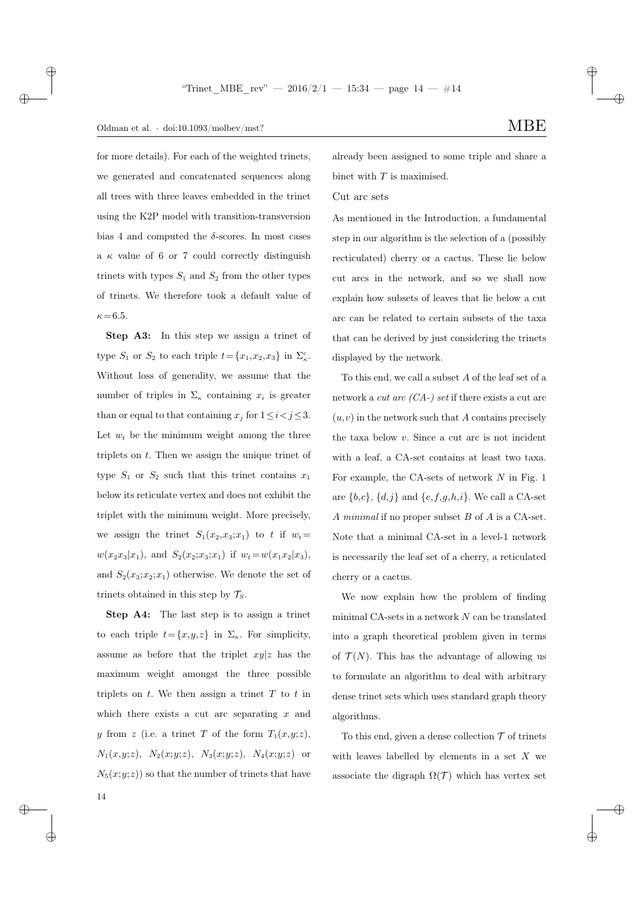for more details). For each of the weighted trinets, we generated and concatenated sequences along all trees with three leaves embedded in the trinet using the K2P model with transition-transversion bias 4 and computed the $\delta$-scores. In most cases a $\kappa$ value of 6 or 7 could correctly distinguish trinets with types $S_1$ and $S_2$ from the other types of trinets. We therefore took a default value of $\kappa = 6.5$.

**Step A3:** In this step we assign a trinet of type $S_1$ or $S_2$ to each triple $t = \{x_1, x_2, x_3\}$ in $\Sigma_\kappa^c$. Without loss of generality, we assume that the number of triples in $\Sigma_\kappa$ containing $x_i$ is greater than or equal to that containing $x_j$ for $1 \leq i < j \leq 3$. Let $w_t$ be the minimum weight among the three triplets on $t$. Then we assign the unique trinet of type $S_1$ or $S_2$ such that this trinet contains $x_1$ below its reticulate vertex and does not exhibit the triplet with the minimum weight. More precisely, we assign the trinet $S_1(x_2, x_3; x_1)$ to $t$ if $w_t = w(x_2 x_3 | x_1)$, and $S_2(x_2; x_3; x_1)$ if $w_t = w(x_1 x_2 | x_3)$, and $S_2(x_3; x_2; x_1)$ otherwise. We denote the set of trinets obtained in this step by $\mathcal{T}_S$.

**Step A4:** The last step is to assign a trinet to each triple $t = \{x, y, z\}$ in $\Sigma_\kappa$. For simplicity, assume as before that the triplet $xy|z$ has the maximum weight amongst the three possible triplets on $t$. We then assign a trinet $T$ to $t$ in which there exists a cut arc separating $x$ and $y$ from $z$ (i.e. a trinet $T$ of the form $T_1(x, y; z)$, $N_1(x, y; z)$, $N_2(x; y; z)$, $N_3(x; y; z)$, $N_4(x; y; z)$ or $N_5(x; y; z)$) so that the number of trinets that have already been assigned to some triple and share a binet with $T$ is maximised.

Cut arc sets

As mentioned in the Introduction, a fundamental step in our algorithm is the selection of a (possibly recticulated) cherry or a cactus. These lie below cut arcs in the network, and so we shall now explain how subsets of leaves that lie below a cut arc can be related to certain subsets of the taxa that can be derived by just considering the trinets displayed by the network.

To this end, we call a subset $A$ of the leaf set of a network a *cut arc (CA-) set* if there exists a cut arc $(u, v)$ in the network such that $A$ contains precisely the taxa below $v$. Since a cut arc is not incident with a leaf, a CA-set contains at least two taxa. For example, the CA-sets of network $N$ in Fig. 1 are $\{b, c\}$, $\{d, j\}$ and $\{e, f, g, h, i\}$. We call a CA-set $A$ *minimal* if no proper subset $B$ of $A$ is a CA-set. Note that a minimal CA-set in a level-1 network is necessarily the leaf set of a cherry, a reticulated cherry or a cactus.

We now explain how the problem of finding minimal CA-sets in a network $N$ can be translated into a graph theoretical problem given in terms of $\mathcal{T}(N)$. This has the advantage of allowing us to formulate an algorithm to deal with arbitrary dense trinet sets which uses standard graph theory algorithms.

To this end, given a dense collection $\mathcal{T}$ of trinets with leaves labelled by elements in a set $X$ we associate the digraph $\Omega(\mathcal{T})$ which has vertex set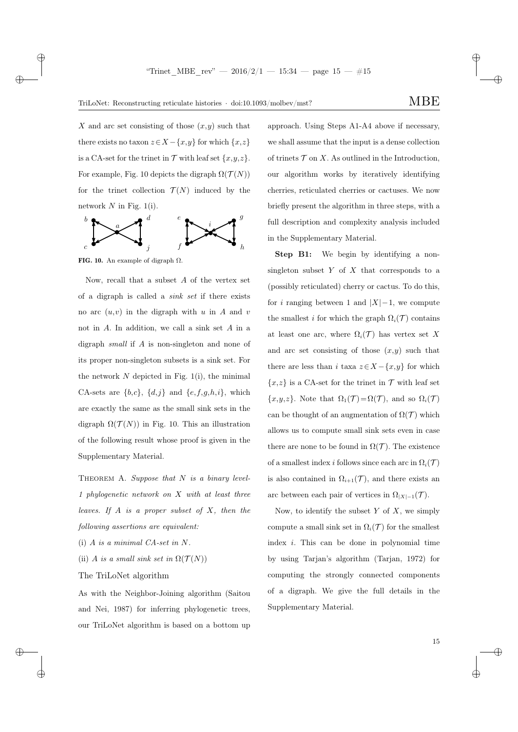$X$ and arc set consisting of those $(x,y)$ such that there exists no taxon $z \in X - \{x,y\}$ for which $\{x,z\}$ is a CA-set for the trinet in $\mathcal{T}$ with leaf set $\{x,y,z\}$. For example, Fig. 10 depicts the digraph $\Omega(\mathcal{T}(N))$ for the trinet collection $\mathcal{T}(N)$ induced by the network $N$ in Fig. 1(i).

**FIG. 10.** An example of digraph $\Omega$.

Now, recall that a subset $A$ of the vertex set of a digraph is called a *sink set* if there exists no arc $(u,v)$ in the digraph with $u$ in $A$ and $v$ not in $A$. In addition, we call a sink set $A$ in a digraph *small* if $A$ is non-singleton and none of its proper non-singleton subsets is a sink set. For the network $N$ depicted in Fig. 1(i), the minimal CA-sets are $\{b,c\}$, $\{d,j\}$ and $\{e,f,g,h,i\}$, which are exactly the same as the small sink sets in the digraph $\Omega(\mathcal{T}(N))$ in Fig. 10. This an illustration of the following result whose proof is given in the Supplementary Material.

THEOREM A. *Suppose that $N$ is a binary level-1 phylogenetic network on $X$ with at least three leaves. If $A$ is a proper subset of $X$, then the following assertions are equivalent:*

(i) *$A$ is a minimal CA-set in $N$.*

(ii) *$A$ is a small sink set in $\Omega(\mathcal{T}(N))$*

## The TriLoNet algorithm

As with the Neighbor-Joining algorithm (Saitou and Nei, 1987) for inferring phylogenetic trees, our TriLoNet algorithm is based on a bottom up approach. Using Steps A1-A4 above if necessary, we shall assume that the input is a dense collection of trinets $\mathcal{T}$ on $X$. As outlined in the Introduction, our algorithm works by iteratively identifying cherries, reticulated cherries or cactuses. We now briefly present the algorithm in three steps, with a full description and complexity analysis included in the Supplementary Material.

**Step B1:** We begin by identifying a non-singleton subset $Y$ of $X$ that corresponds to a (possibly reticulated) cherry or cactus. To do this, for $i$ ranging between 1 and $|X|-1$, we compute the smallest $i$ for which the graph $\Omega_i(\mathcal{T})$ contains at least one arc, where $\Omega_i(\mathcal{T})$ has vertex set $X$ and arc set consisting of those $(x,y)$ such that there are less than $i$ taxa $z \in X - \{x,y\}$ for which $\{x,z\}$ is a CA-set for the trinet in $\mathcal{T}$ with leaf set $\{x,y,z\}$. Note that $\Omega_1(\mathcal{T}) = \Omega(\mathcal{T})$, and so $\Omega_i(\mathcal{T})$ can be thought of an augmentation of $\Omega(\mathcal{T})$ which allows us to compute small sink sets even in case there are none to be found in $\Omega(\mathcal{T})$. The existence of a smallest index $i$ follows since each arc in $\Omega_i(\mathcal{T})$ is also contained in $\Omega_{i+1}(\mathcal{T})$, and there exists an arc between each pair of vertices in $\Omega_{|X|-1}(\mathcal{T})$.

Now, to identify the subset $Y$ of $X$, we simply compute a small sink set in $\Omega_i(\mathcal{T})$ for the smallest index $i$. This can be done in polynomial time by using Tarjan's algorithm (Tarjan, 1972) for computing the strongly connected components of a digraph. We give the full details in the Supplementary Material.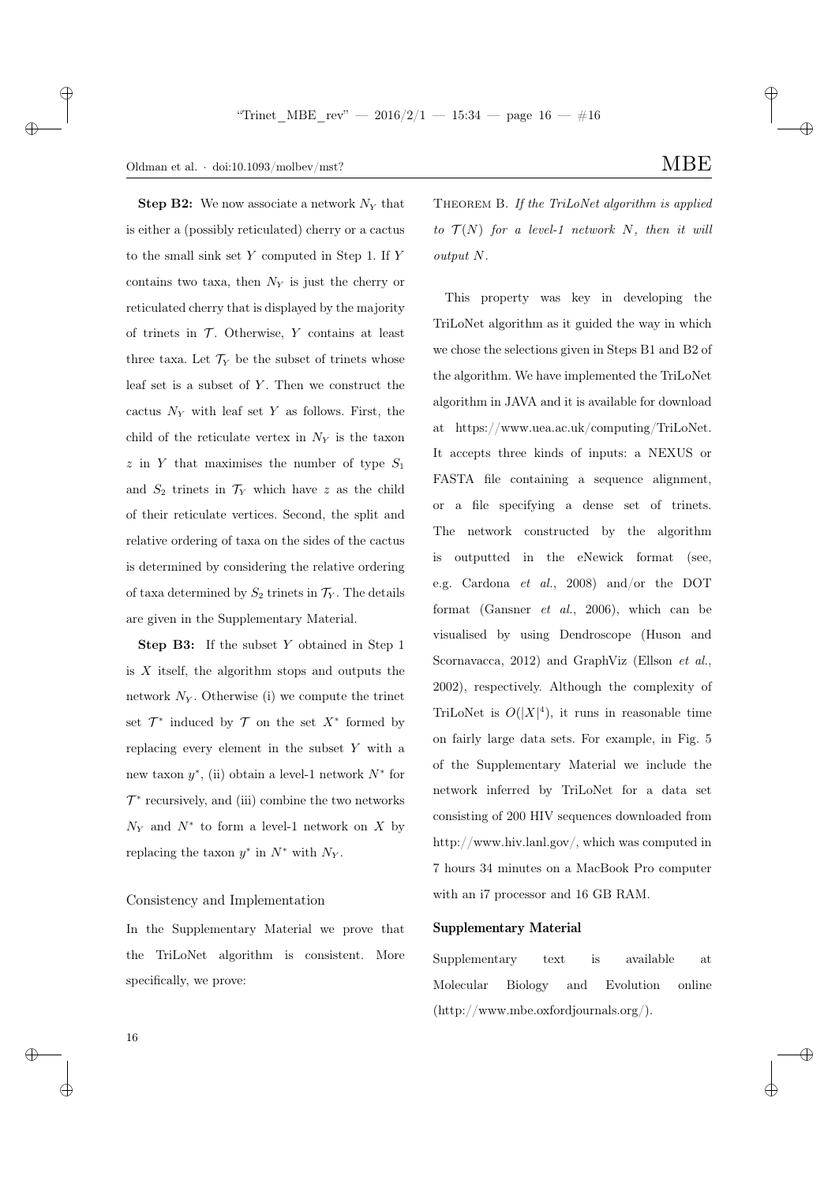**Step B2:** We now associate a network $N_Y$ that is either a (possibly reticulated) cherry or a cactus to the small sink set $Y$ computed in Step 1. If $Y$ contains two taxa, then $N_Y$ is just the cherry or reticulated cherry that is displayed by the majority of trinets in $\mathcal{T}$. Otherwise, $Y$ contains at least three taxa. Let $\mathcal{T}_Y$ be the subset of trinets whose leaf set is a subset of $Y$. Then we construct the cactus $N_Y$ with leaf set $Y$ as follows. First, the child of the reticulate vertex in $N_Y$ is the taxon $z$ in $Y$ that maximises the number of type $S_1$ and $S_2$ trinets in $\mathcal{T}_Y$ which have $z$ as the child of their reticulate vertices. Second, the split and relative ordering of taxa on the sides of the cactus is determined by considering the relative ordering of taxa determined by $S_2$ trinets in $\mathcal{T}_Y$. The details are given in the Supplementary Material.

**Step B3:** If the subset $Y$ obtained in Step 1 is $X$ itself, the algorithm stops and outputs the network $N_Y$. Otherwise (i) we compute the trinet set $\mathcal{T}^*$ induced by $\mathcal{T}$ on the set $X^*$ formed by replacing every element in the subset $Y$ with a new taxon $y^*$, (ii) obtain a level-1 network $N^*$ for $\mathcal{T}^*$ recursively, and (iii) combine the two networks $N_Y$ and $N^*$ to form a level-1 network on $X$ by replacing the taxon $y^*$ in $N^*$ with $N_Y$.

### Consistency and Implementation

In the Supplementary Material we prove that the TriLoNet algorithm is consistent. More specifically, we prove:

Theorem B. *If the TriLoNet algorithm is applied to $\mathcal{T}(N)$ for a level-1 network $N$, then it will output $N$.*

This property was key in developing the TriLoNet algorithm as it guided the way in which we chose the selections given in Steps B1 and B2 of the algorithm. We have implemented the TriLoNet algorithm in JAVA and it is available for download at https://www.uea.ac.uk/computing/TriLoNet. It accepts three kinds of inputs: a NEXUS or FASTA file containing a sequence alignment, or a file specifying a dense set of trinets. The network constructed by the algorithm is outputted in the eNewick format (see, e.g. Cardona *et al.*, 2008) and/or the DOT format (Gansner *et al.*, 2006), which can be visualised by using Dendroscope (Huson and Scornavacca, 2012) and GraphViz (Ellson *et al.*, 2002), respectively. Although the complexity of TriLoNet is $O(|X|^4)$, it runs in reasonable time on fairly large data sets. For example, in Fig. 5 of the Supplementary Material we include the network inferred by TriLoNet for a data set consisting of 200 HIV sequences downloaded from http://www.hiv.lanl.gov/, which was computed in 7 hours 34 minutes on a MacBook Pro computer with an i7 processor and 16 GB RAM.

## Supplementary Material

Supplementary text is available at Molecular Biology and Evolution online (http://www.mbe.oxfordjournals.org/).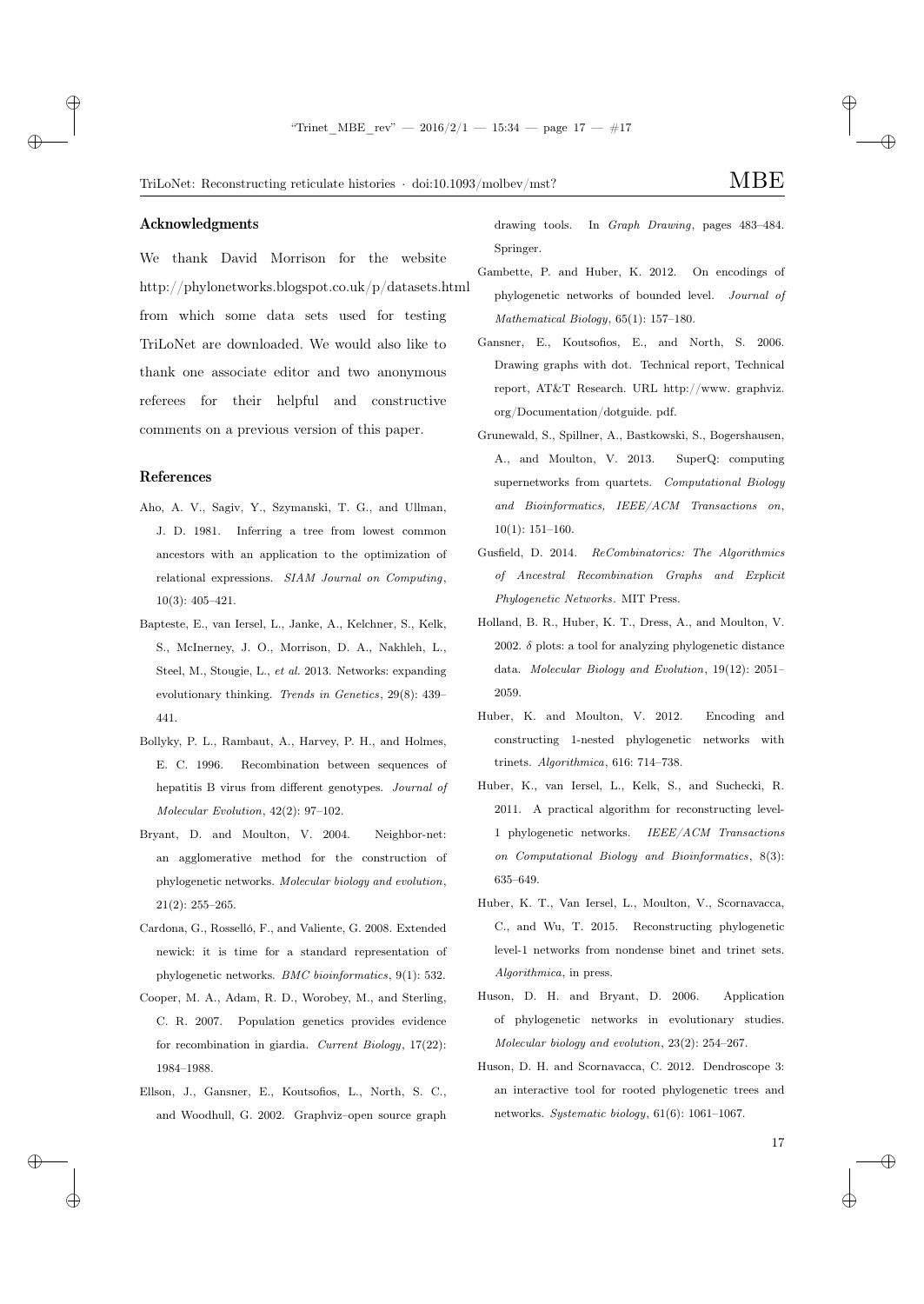## Acknowledgments

We thank David Morrison for the website http://phylonetworks.blogspot.co.uk/p/datasets.html from which some data sets used for testing TriLoNet are downloaded. We would also like to thank one associate editor and two anonymous referees for their helpful and constructive comments on a previous version of this paper.

## References

Aho, A. V., Sagiv, Y., Szymanski, T. G., and Ullman, J. D. 1981. Inferring a tree from lowest common ancestors with an application to the optimization of relational expressions. *SIAM Journal on Computing*, 10(3): 405–421.

Bapteste, E., van Iersel, L., Janke, A., Kelchner, S., Kelk, S., McInerney, J. O., Morrison, D. A., Nakhleh, L., Steel, M., Stougie, L., *et al.* 2013. Networks: expanding evolutionary thinking. *Trends in Genetics*, 29(8): 439–441.

Bollyky, P. L., Rambaut, A., Harvey, P. H., and Holmes, E. C. 1996. Recombination between sequences of hepatitis B virus from different genotypes. *Journal of Molecular Evolution*, 42(2): 97–102.

Bryant, D. and Moulton, V. 2004. Neighbor-net: an agglomerative method for the construction of phylogenetic networks. *Molecular biology and evolution*, 21(2): 255–265.

Cardona, G., Rosselló, F., and Valiente, G. 2008. Extended newick: it is time for a standard representation of phylogenetic networks. *BMC bioinformatics*, 9(1): 532.

Cooper, M. A., Adam, R. D., Worobey, M., and Sterling, C. R. 2007. Population genetics provides evidence for recombination in giardia. *Current Biology*, 17(22): 1984–1988.

Ellson, J., Gansner, E., Koutsofios, L., North, S. C., and Woodhull, G. 2002. Graphviz–open source graph drawing tools. In *Graph Drawing*, pages 483–484. Springer.

Gambette, P. and Huber, K. 2012. On encodings of phylogenetic networks of bounded level. *Journal of Mathematical Biology*, 65(1): 157–180.

Gansner, E., Koutsofios, E., and North, S. 2006. Drawing graphs with dot. Technical report, Technical report, AT&T Research. URL http://www. graphviz. org/Documentation/dotguide. pdf.

Grunewald, S., Spillner, A., Bastkowski, S., Bogershausen, A., and Moulton, V. 2013. SuperQ: computing supernetworks from quartets. *Computational Biology and Bioinformatics, IEEE/ACM Transactions on*, 10(1): 151–160.

Gusfield, D. 2014. *ReCombinatorics: The Algorithmics of Ancestral Recombination Graphs and Explicit Phylogenetic Networks*. MIT Press.

Holland, B. R., Huber, K. T., Dress, A., and Moulton, V. 2002. $\delta$ plots: a tool for analyzing phylogenetic distance data. *Molecular Biology and Evolution*, 19(12): 2051–2059.

Huber, K. and Moulton, V. 2012. Encoding and constructing 1-nested phylogenetic networks with trinets. *Algorithmica*, 616: 714–738.

Huber, K., van Iersel, L., Kelk, S., and Suchecki, R. 2011. A practical algorithm for reconstructing level-1 phylogenetic networks. *IEEE/ACM Transactions on Computational Biology and Bioinformatics*, 8(3): 635–649.

Huber, K. T., Van Iersel, L., Moulton, V., Scornavacca, C., and Wu, T. 2015. Reconstructing phylogenetic level-1 networks from nondense binet and trinet sets. *Algorithmica*, in press.

Huson, D. H. and Bryant, D. 2006. Application of phylogenetic networks in evolutionary studies. *Molecular biology and evolution*, 23(2): 254–267.

Huson, D. H. and Scornavacca, C. 2012. Dendroscope 3: an interactive tool for rooted phylogenetic trees and networks. *Systematic biology*, 61(6): 1061–1067.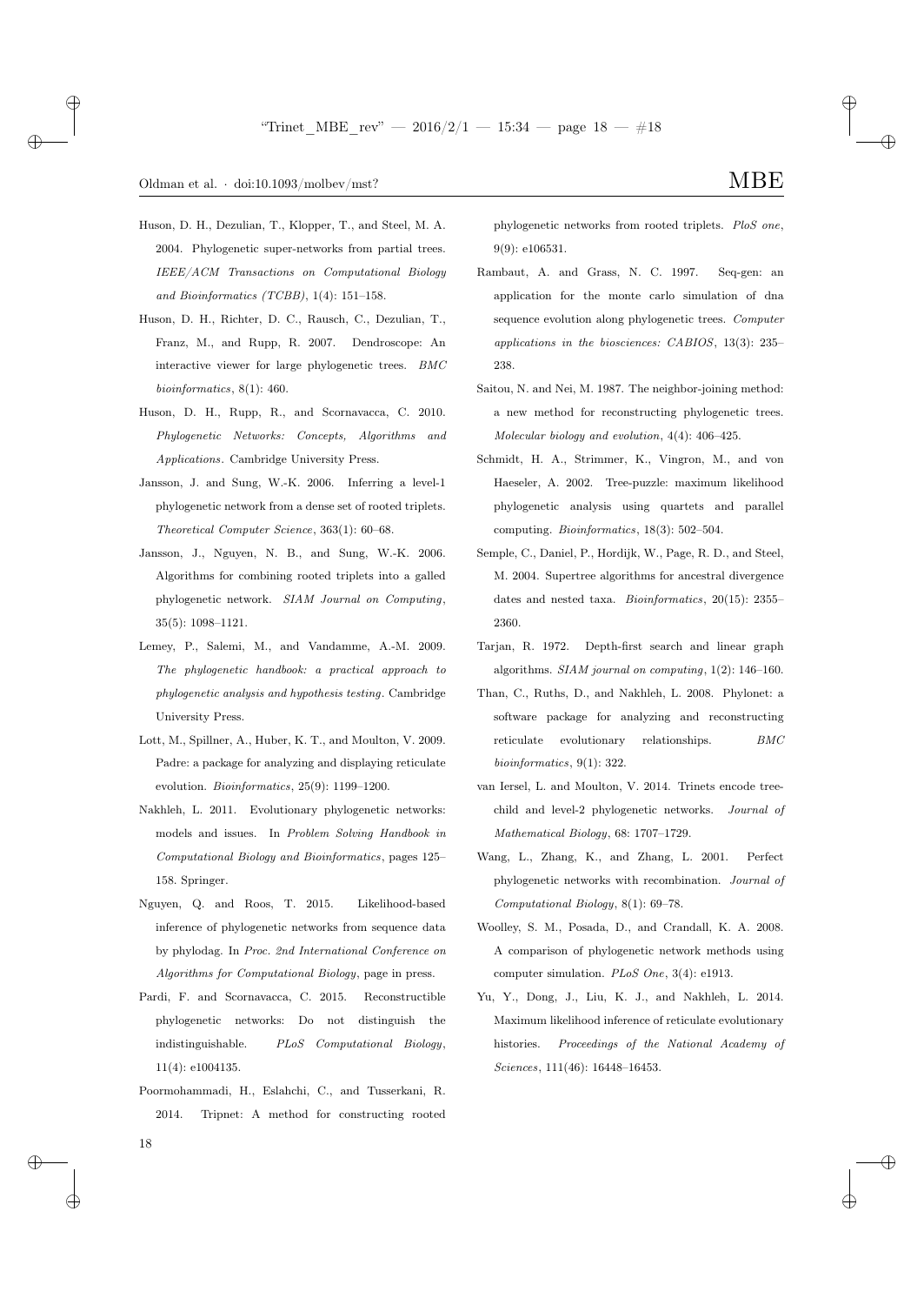Huson, D. H., Dezulian, T., Klopper, T., and Steel, M. A. 2004. Phylogenetic super-networks from partial trees. *IEEE/ACM Transactions on Computational Biology and Bioinformatics (TCBB)*, 1(4): 151–158.

Huson, D. H., Richter, D. C., Rausch, C., Dezulian, T., Franz, M., and Rupp, R. 2007. Dendroscope: An interactive viewer for large phylogenetic trees. *BMC bioinformatics*, 8(1): 460.

Huson, D. H., Rupp, R., and Scornavacca, C. 2010. *Phylogenetic Networks: Concepts, Algorithms and Applications*. Cambridge University Press.

Jansson, J. and Sung, W.-K. 2006. Inferring a level-1 phylogenetic network from a dense set of rooted triplets. *Theoretical Computer Science*, 363(1): 60–68.

Jansson, J., Nguyen, N. B., and Sung, W.-K. 2006. Algorithms for combining rooted triplets into a galled phylogenetic network. *SIAM Journal on Computing*, 35(5): 1098–1121.

Lemey, P., Salemi, M., and Vandamme, A.-M. 2009. *The phylogenetic handbook: a practical approach to phylogenetic analysis and hypothesis testing*. Cambridge University Press.

Lott, M., Spillner, A., Huber, K. T., and Moulton, V. 2009. Padre: a package for analyzing and displaying reticulate evolution. *Bioinformatics*, 25(9): 1199–1200.

Nakhleh, L. 2011. Evolutionary phylogenetic networks: models and issues. In *Problem Solving Handbook in Computational Biology and Bioinformatics*, pages 125–158. Springer.

Nguyen, Q. and Roos, T. 2015. Likelihood-based inference of phylogenetic networks from sequence data by phylodag. In *Proc. 2nd International Conference on Algorithms for Computational Biology*, page in press.

Pardi, F. and Scornavacca, C. 2015. Reconstructible phylogenetic networks: Do not distinguish the indistinguishable. *PLoS Computational Biology*, 11(4): e1004135.

Poormohammadi, H., Eslahchi, C., and Tusserkani, R. 2014. Tripnet: A method for constructing rooted phylogenetic networks from rooted triplets. *PloS one*, 9(9): e106531.

Rambaut, A. and Grass, N. C. 1997. Seq-gen: an application for the monte carlo simulation of dna sequence evolution along phylogenetic trees. *Computer applications in the biosciences: CABIOS*, 13(3): 235–238.

Saitou, N. and Nei, M. 1987. The neighbor-joining method: a new method for reconstructing phylogenetic trees. *Molecular biology and evolution*, 4(4): 406–425.

Schmidt, H. A., Strimmer, K., Vingron, M., and von Haeseler, A. 2002. Tree-puzzle: maximum likelihood phylogenetic analysis using quartets and parallel computing. *Bioinformatics*, 18(3): 502–504.

Semple, C., Daniel, P., Hordijk, W., Page, R. D., and Steel, M. 2004. Supertree algorithms for ancestral divergence dates and nested taxa. *Bioinformatics*, 20(15): 2355–2360.

Tarjan, R. 1972. Depth-first search and linear graph algorithms. *SIAM journal on computing*, 1(2): 146–160.

Than, C., Ruths, D., and Nakhleh, L. 2008. Phylonet: a software package for analyzing and reconstructing reticulate evolutionary relationships. *BMC bioinformatics*, 9(1): 322.

van Iersel, L. and Moulton, V. 2014. Trinets encode tree-child and level-2 phylogenetic networks. *Journal of Mathematical Biology*, 68: 1707–1729.

Wang, L., Zhang, K., and Zhang, L. 2001. Perfect phylogenetic networks with recombination. *Journal of Computational Biology*, 8(1): 69–78.

Woolley, S. M., Posada, D., and Crandall, K. A. 2008. A comparison of phylogenetic network methods using computer simulation. *PLoS One*, 3(4): e1913.

Yu, Y., Dong, J., Liu, K. J., and Nakhleh, L. 2014. Maximum likelihood inference of reticulate evolutionary histories. *Proceedings of the National Academy of Sciences*, 111(46): 16448–16453.